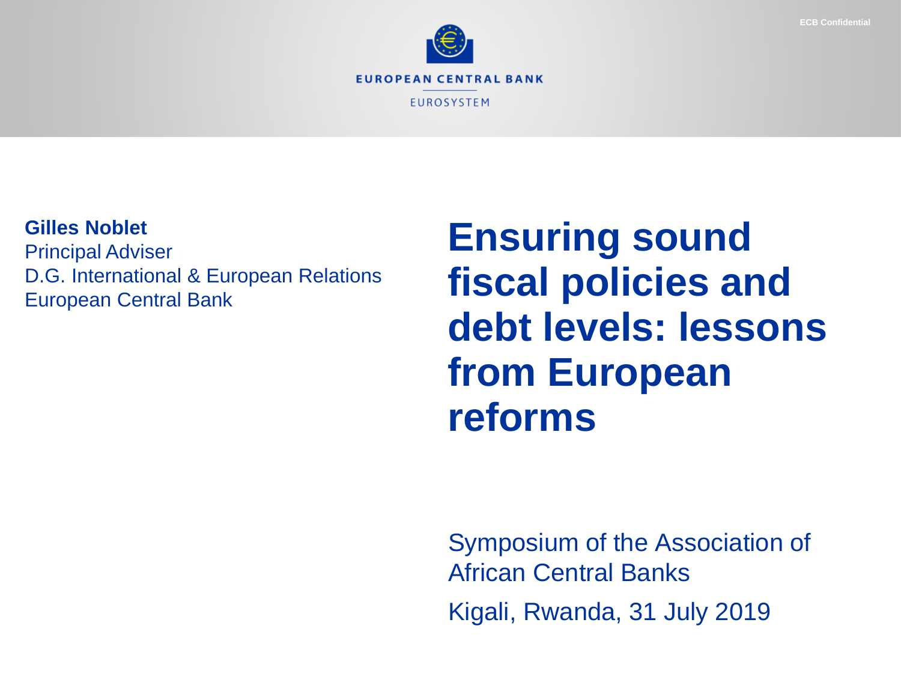ECB Confidential

EUROPEAN CENTRAL BANK

EUROSYSTEM

**Gilles Noblet**
Principal Adviser
D.G. International & European Relations
European Central Bank

# Ensuring sound fiscal policies and debt levels: lessons from European reforms

Symposium of the Association of African Central Banks

Kigali, Rwanda, 31 July 2019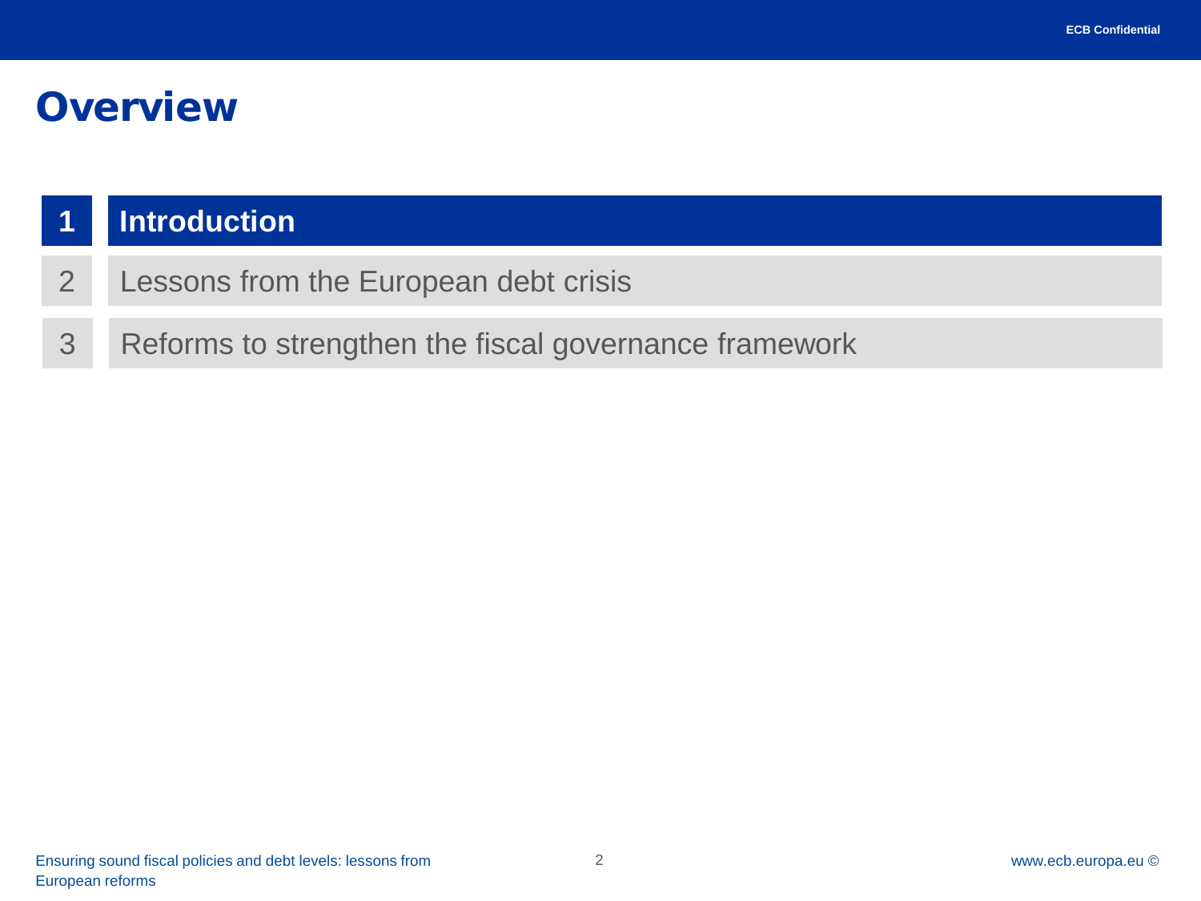# Overview

1. **Introduction**
2. Lessons from the European debt crisis
3. Reforms to strengthen the fiscal governance framework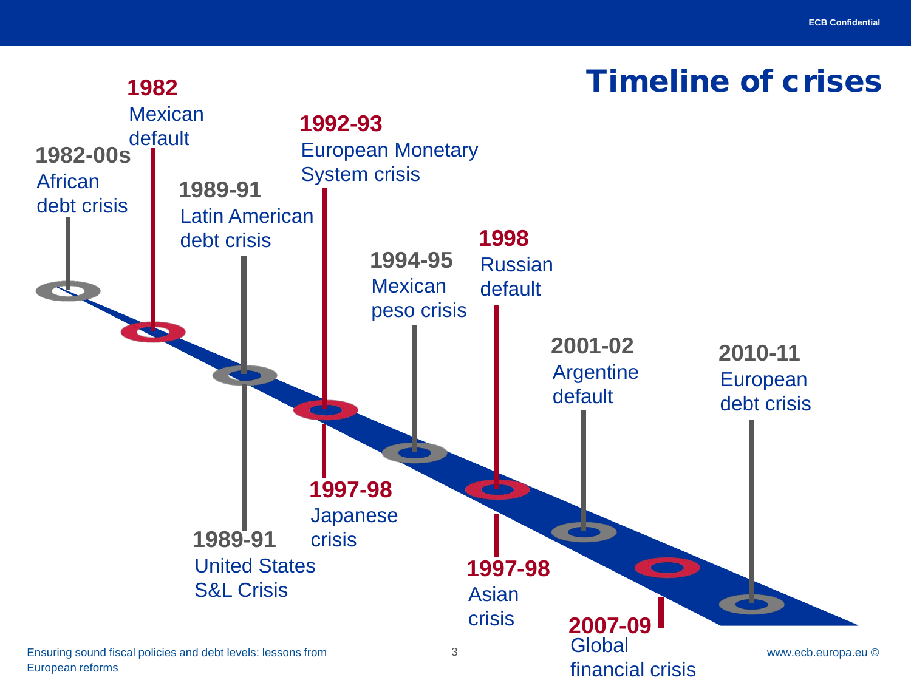# Timeline of crises

- **1982-00s** African debt crisis
- **1982** Mexican default
- **1989-91** Latin American debt crisis
- **1989-91** United States S&L Crisis
- **1992-93** European Monetary System crisis
- **1997-98** Japanese crisis
- **1994-95** Mexican peso crisis
- **1998** Russian default
- **1997-98** Asian crisis
- **2001-02** Argentine default
- **2007-09** Global financial crisis
- **2010-11** European debt crisis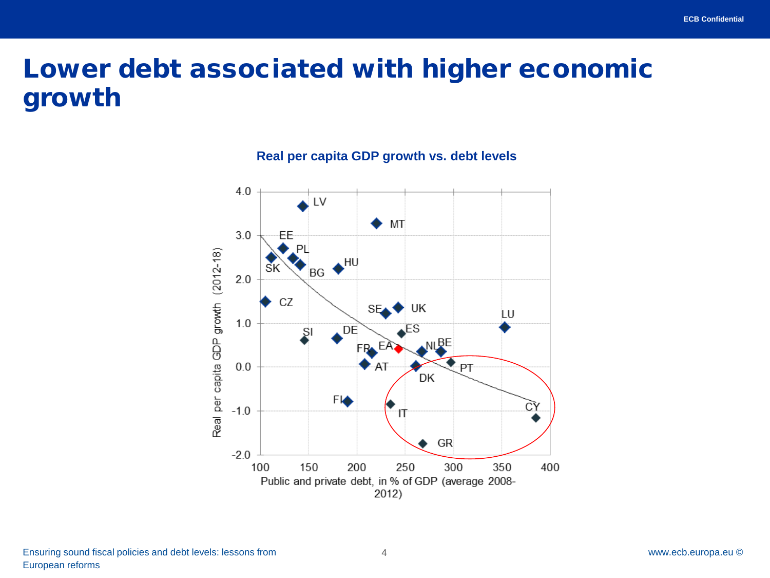# Lower debt associated with higher economic growth

**Real per capita GDP growth vs. debt levels**

Real per capita GDP growth (2012-18)

LV, MT, EE, PL, SK, HU, BG, CZ, SE, UK, LU, SI, DE, ES, FR, EA, NL, BE, AT, DK, PT, FI, IT, CY, GR

Public and private debt, in % of GDP (average 2008-2012)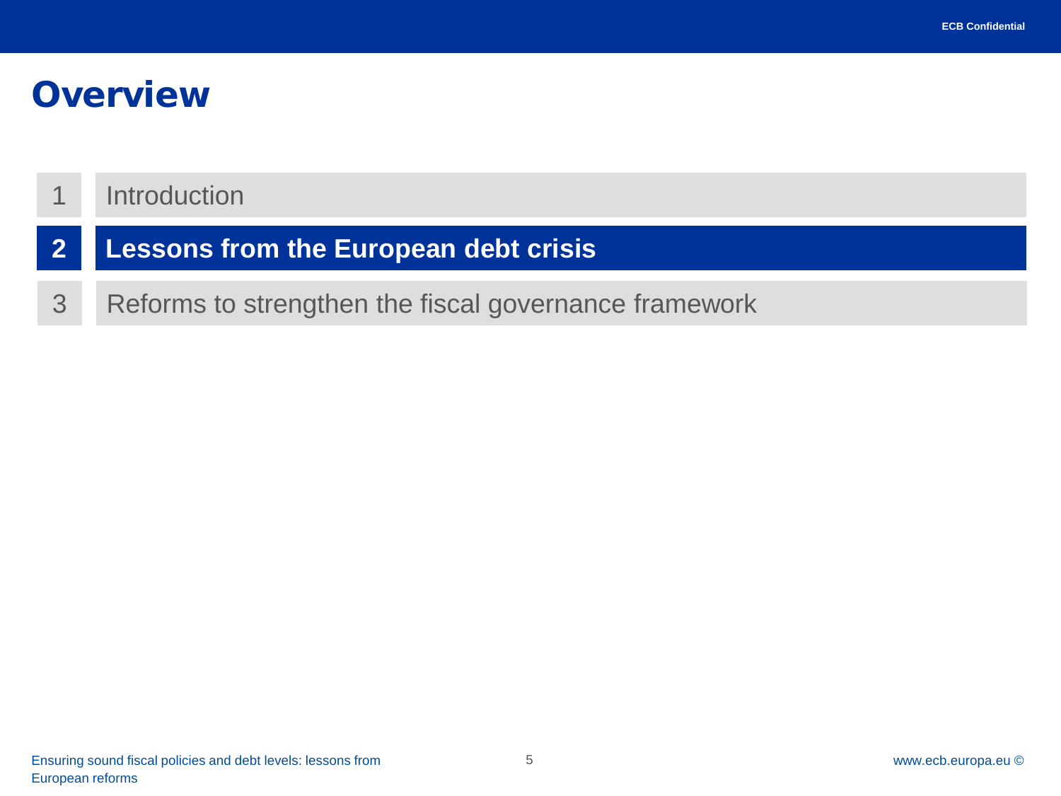# Overview

1. Introduction
2. **Lessons from the European debt crisis**
3. Reforms to strengthen the fiscal governance framework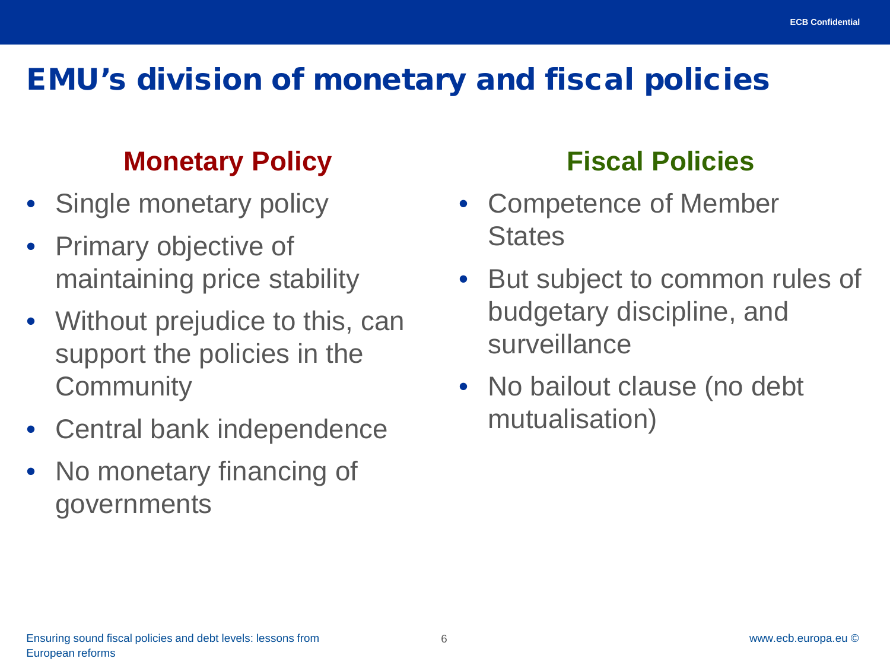# EMU's division of monetary and fiscal policies

## Monetary Policy

- Single monetary policy
- Primary objective of maintaining price stability
- Without prejudice to this, can support the policies in the Community
- Central bank independence
- No monetary financing of governments

## Fiscal Policies

- Competence of Member States
- But subject to common rules of budgetary discipline, and surveillance
- No bailout clause (no debt mutualisation)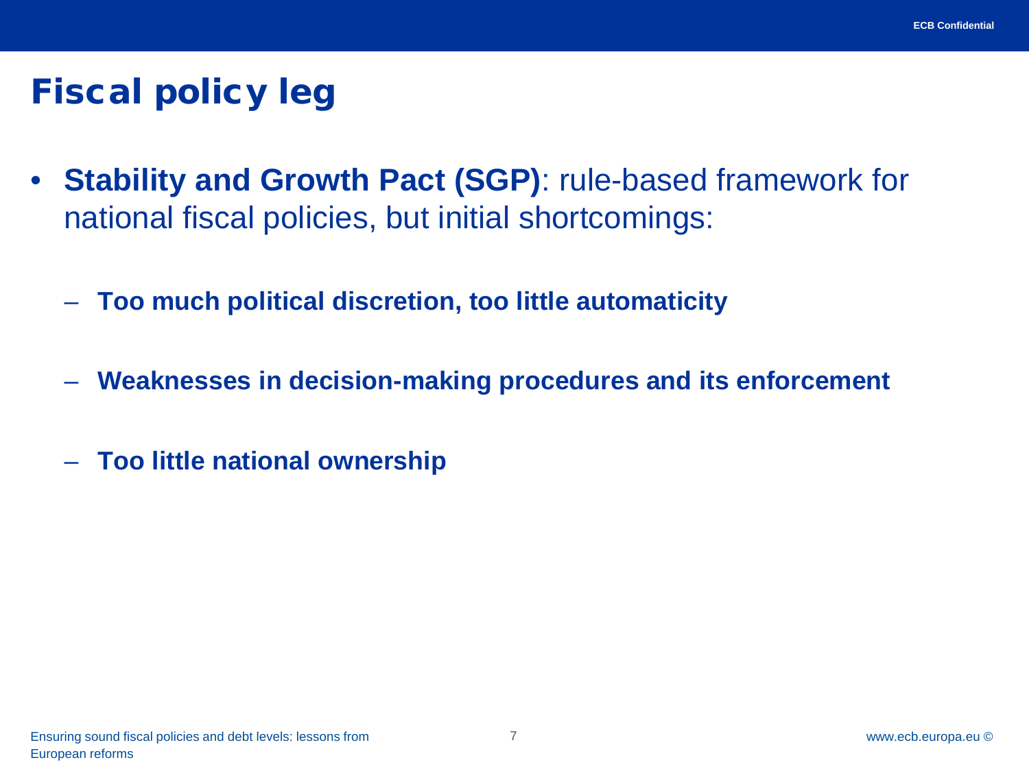# Fiscal policy leg

- **Stability and Growth Pact (SGP)**: rule-based framework for national fiscal policies, but initial shortcomings:
  - **Too much political discretion, too little automaticity**
  - **Weaknesses in decision-making procedures and its enforcement**
  - **Too little national ownership**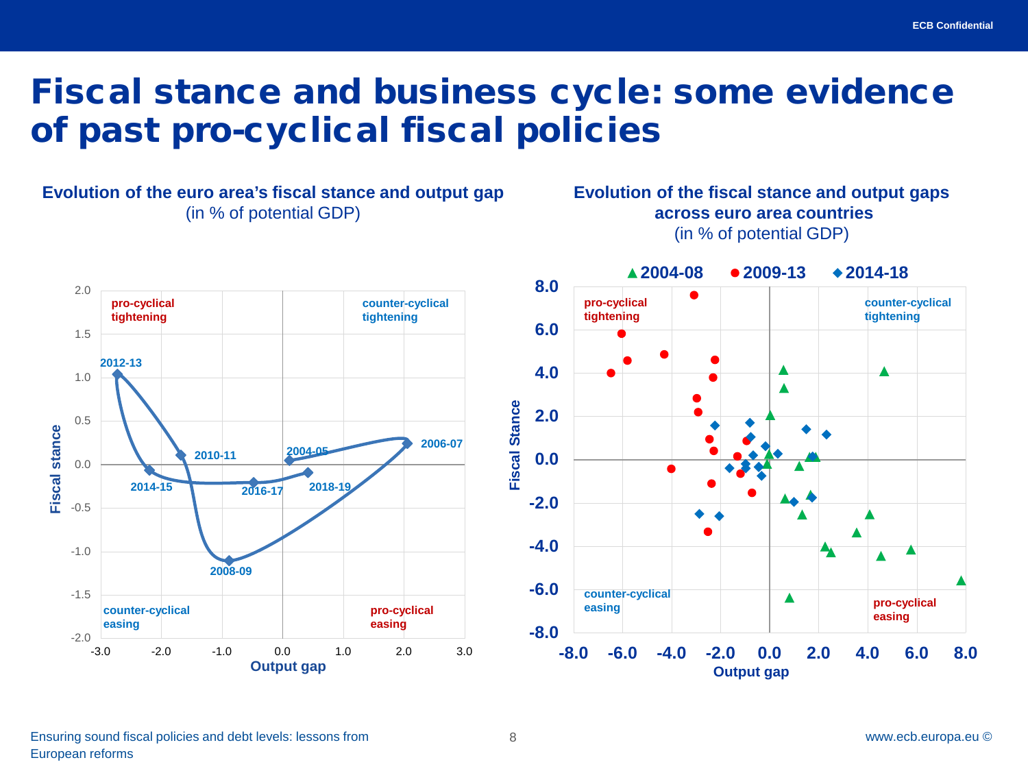# Fiscal stance and business cycle: some evidence of past pro-cyclical fiscal policies

**Evolution of the euro area's fiscal stance and output gap**
(in % of potential GDP)

**Evolution of the fiscal stance and output gaps across euro area countries**
(in % of potential GDP)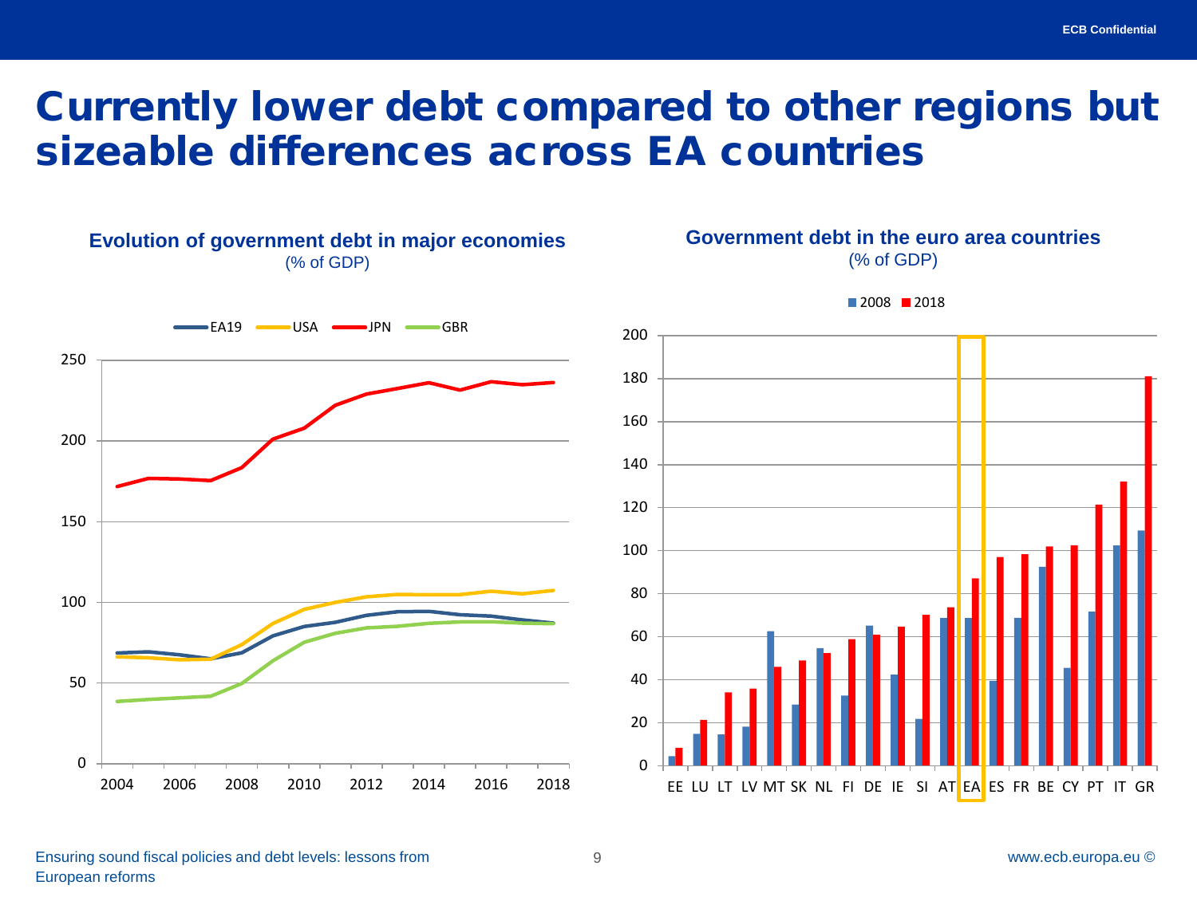# Currently lower debt compared to other regions but sizeable differences across EA countries

**Evolution of government debt in major economies**
(% of GDP)

EA19 | USA | JPN | GBR

**Government debt in the euro area countries**
(% of GDP)

2008 | 2018

EE LU LT LV MT SK NL FI DE IE SI AT EA ES FR BE CY PT IT GR

Ensuring sound fiscal policies and debt levels: lessons from European reforms

www.ecb.europa.eu ©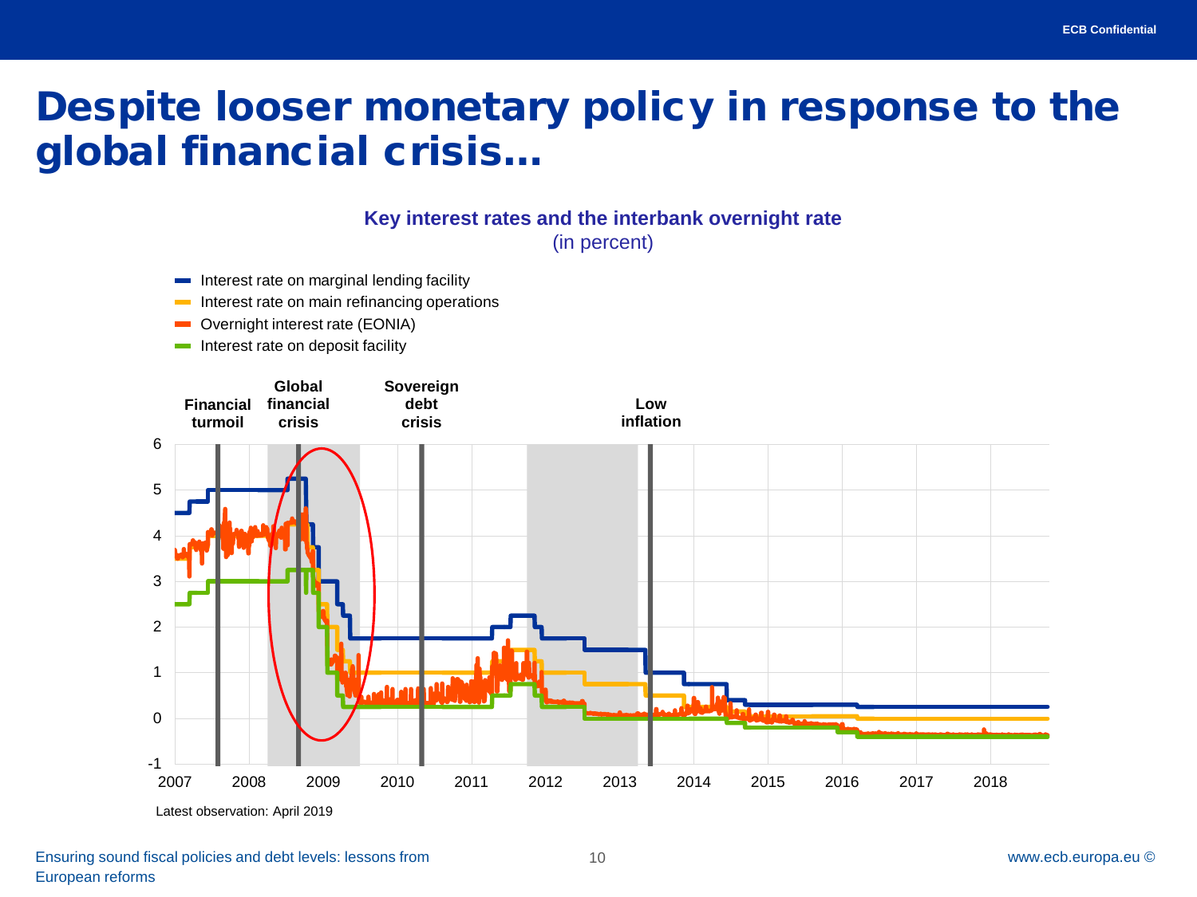# Despite looser monetary policy in response to the global financial crisis…

**Key interest rates and the interbank overnight rate**
(in percent)

- Interest rate on marginal lending facility
- Interest rate on main refinancing operations
- Overnight interest rate (EONIA)
- Interest rate on deposit facility

**Financial turmoil** | **Global financial crisis** | **Sovereign debt crisis** | **Low inflation**

Latest observation: April 2019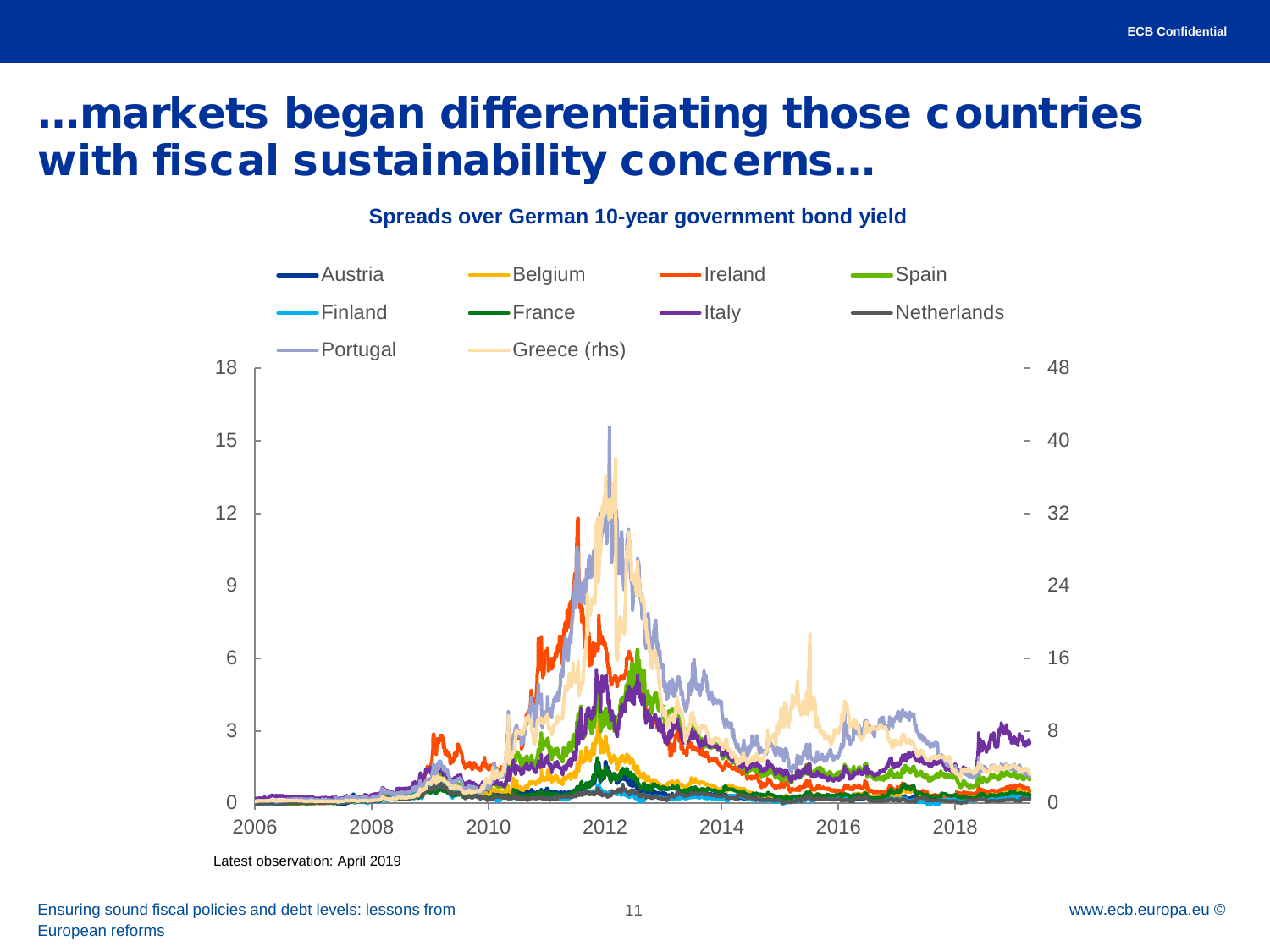# …markets began differentiating those countries with fiscal sustainability concerns…

**Spreads over German 10-year government bond yield**

Latest observation: April 2019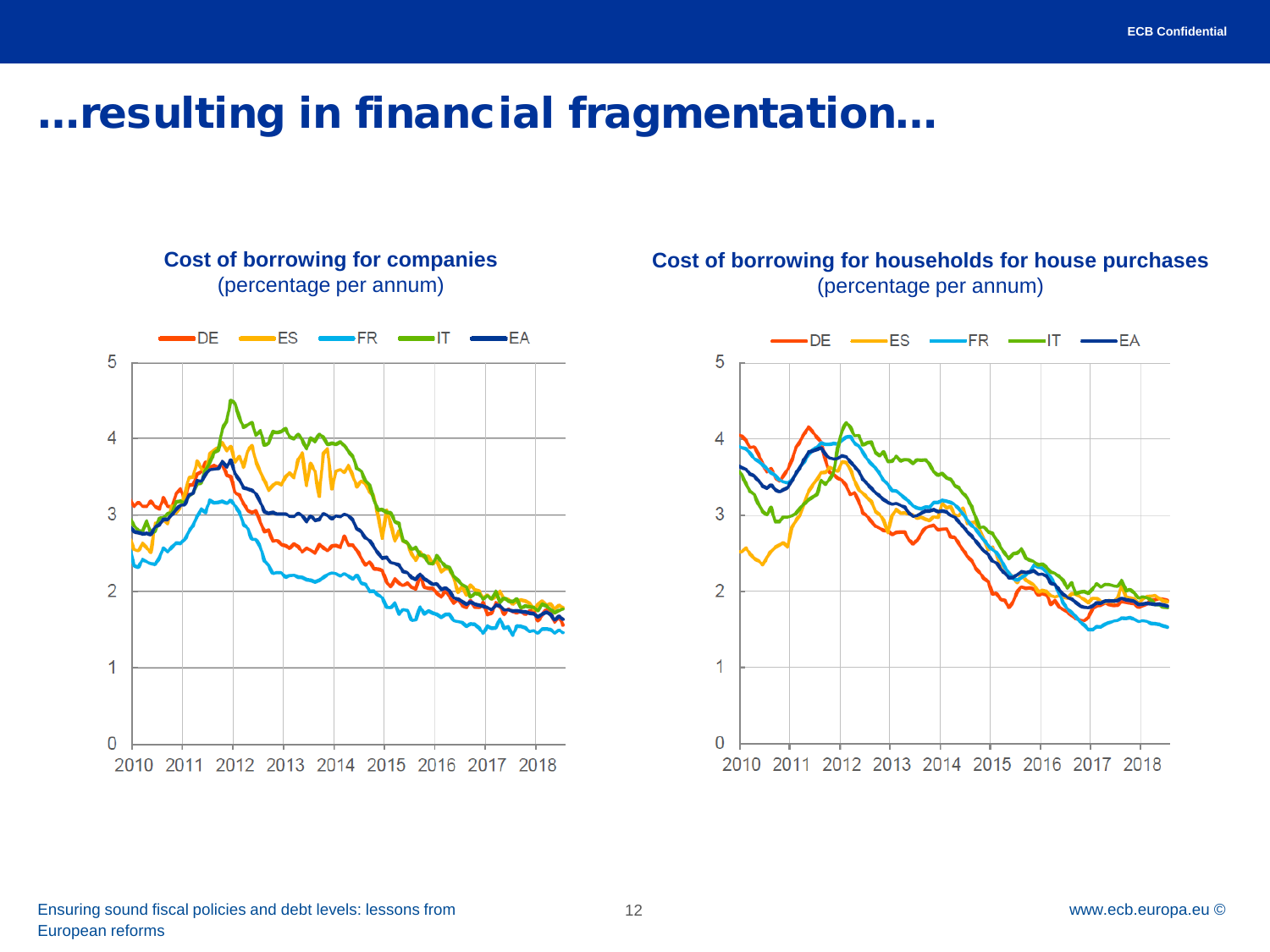# ...resulting in financial fragmentation...

**Cost of borrowing for companies**
(percentage per annum)

DE ES FR IT EA

**Cost of borrowing for households for house purchases**
(percentage per annum)

DE ES FR IT EA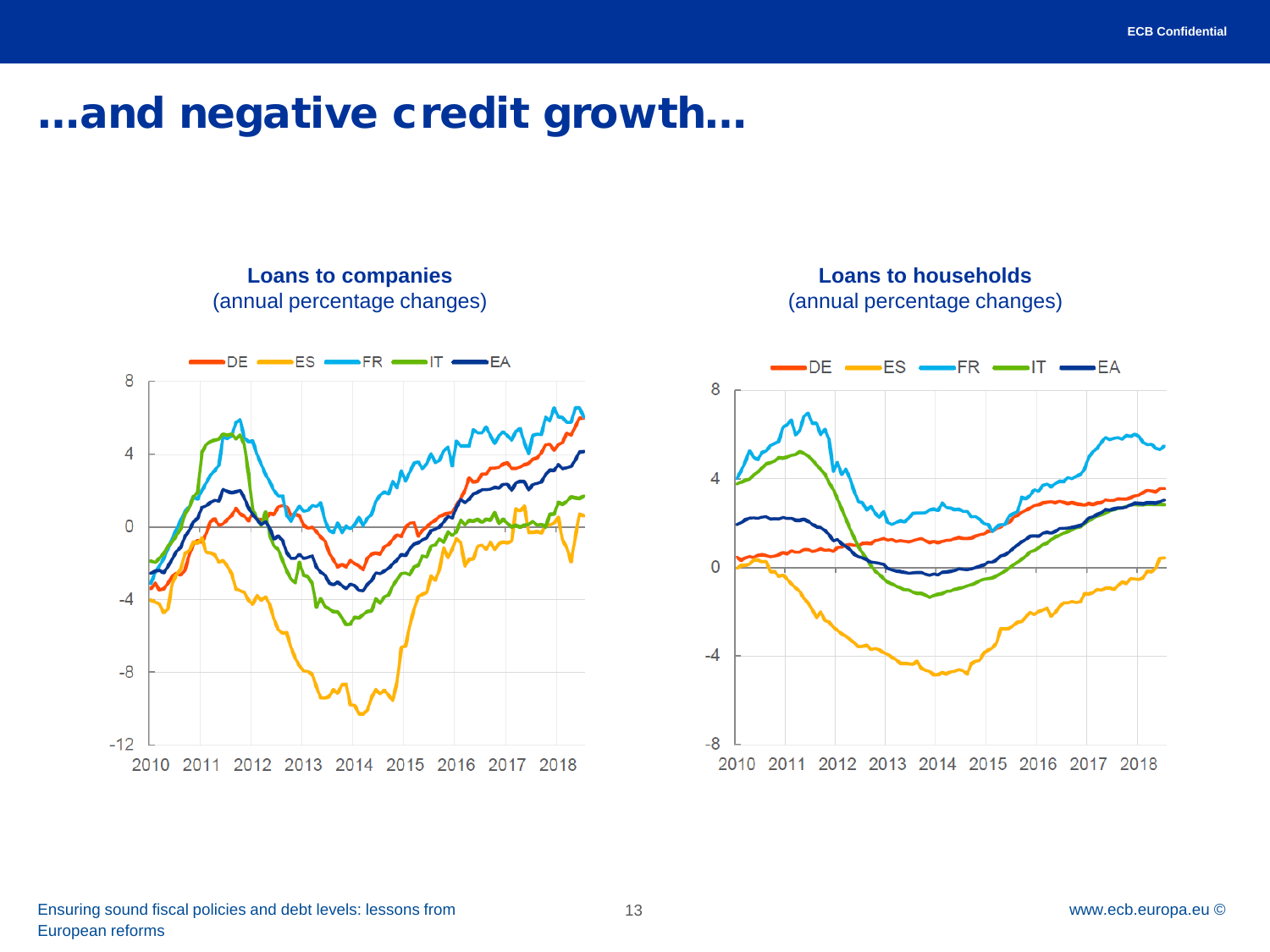# …and negative credit growth…

**Loans to companies**
(annual percentage changes)

DE ES FR IT EA

**Loans to households**
(annual percentage changes)

DE ES FR IT EA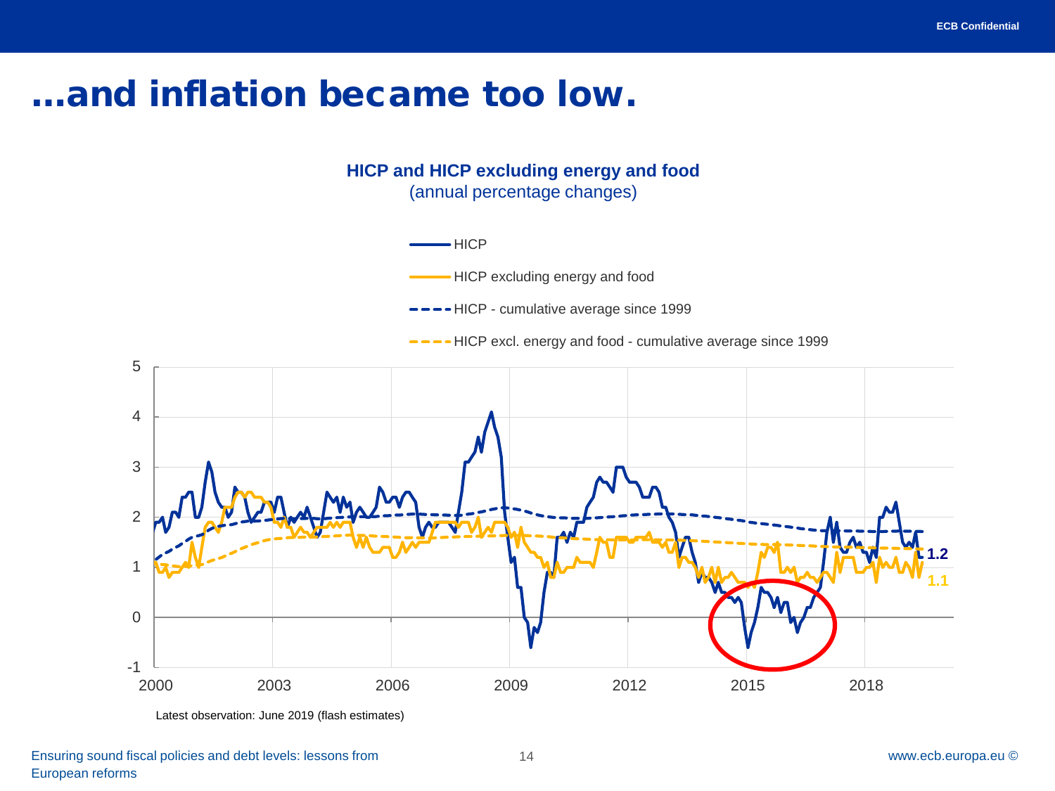# …and inflation became too low.

**HICP and HICP excluding energy and food**
(annual percentage changes)

- HICP
- HICP excluding energy and food
- HICP - cumulative average since 1999
- HICP excl. energy and food - cumulative average since 1999

Latest observation: June 2019 (flash estimates)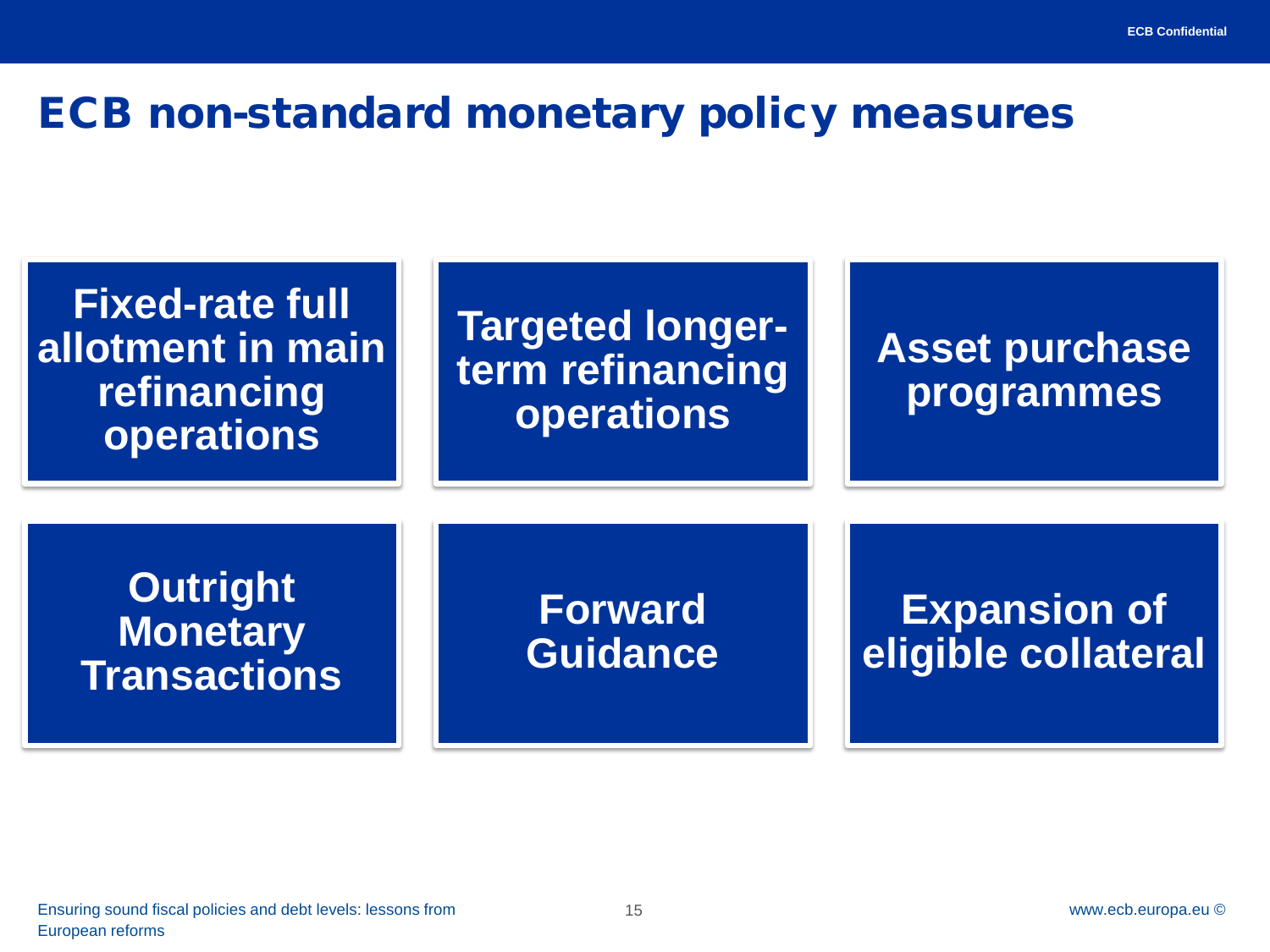# ECB non-standard monetary policy measures

- Fixed-rate full allotment in main refinancing operations
- Targeted longer-term refinancing operations
- Asset purchase programmes
- Outright Monetary Transactions
- Forward Guidance
- Expansion of eligible collateral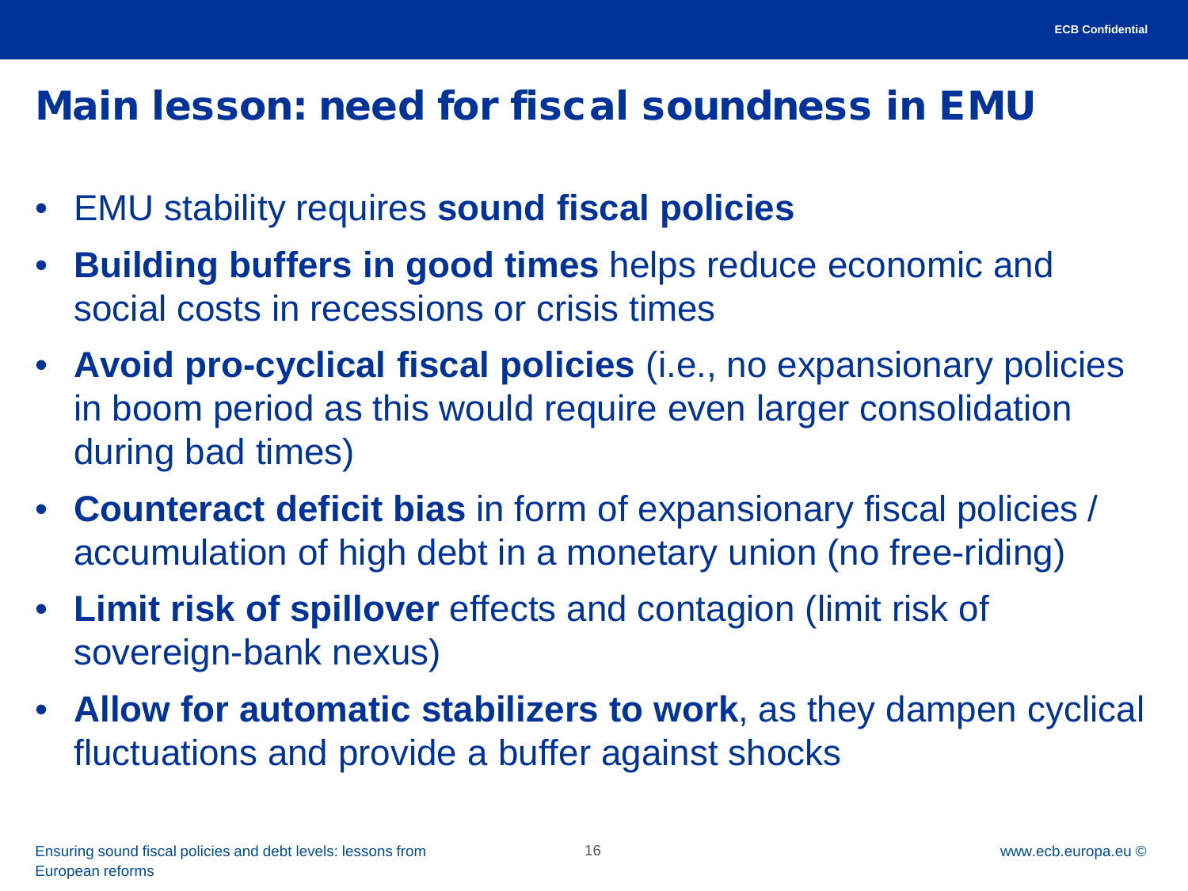# Main lesson: need for fiscal soundness in EMU

- EMU stability requires **sound fiscal policies**
- **Building buffers in good times** helps reduce economic and social costs in recessions or crisis times
- **Avoid pro-cyclical fiscal policies** (i.e., no expansionary policies in boom period as this would require even larger consolidation during bad times)
- **Counteract deficit bias** in form of expansionary fiscal policies / accumulation of high debt in a monetary union (no free-riding)
- **Limit risk of spillover** effects and contagion (limit risk of sovereign-bank nexus)
- **Allow for automatic stabilizers to work**, as they dampen cyclical fluctuations and provide a buffer against shocks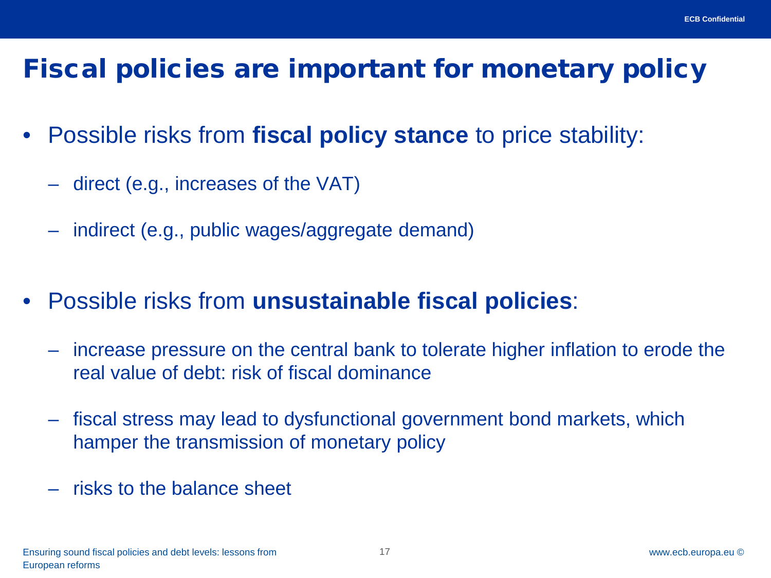# Fiscal policies are important for monetary policy

- Possible risks from **fiscal policy stance** to price stability:
  - direct (e.g., increases of the VAT)
  - indirect (e.g., public wages/aggregate demand)

- Possible risks from **unsustainable fiscal policies**:
  - increase pressure on the central bank to tolerate higher inflation to erode the real value of debt: risk of fiscal dominance
  - fiscal stress may lead to dysfunctional government bond markets, which hamper the transmission of monetary policy
  - risks to the balance sheet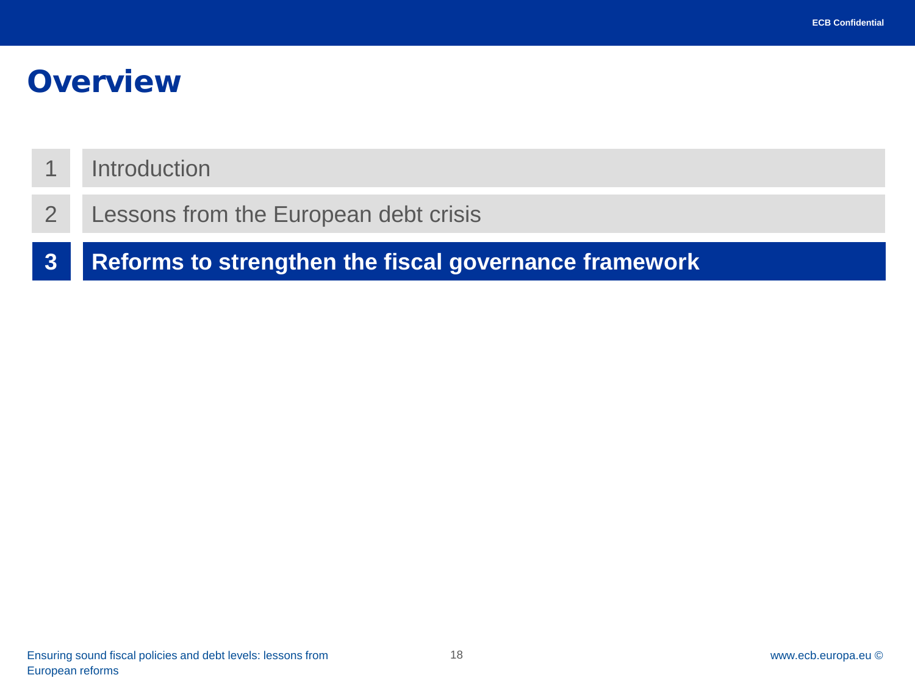# Overview

1. Introduction
2. Lessons from the European debt crisis
3. **Reforms to strengthen the fiscal governance framework**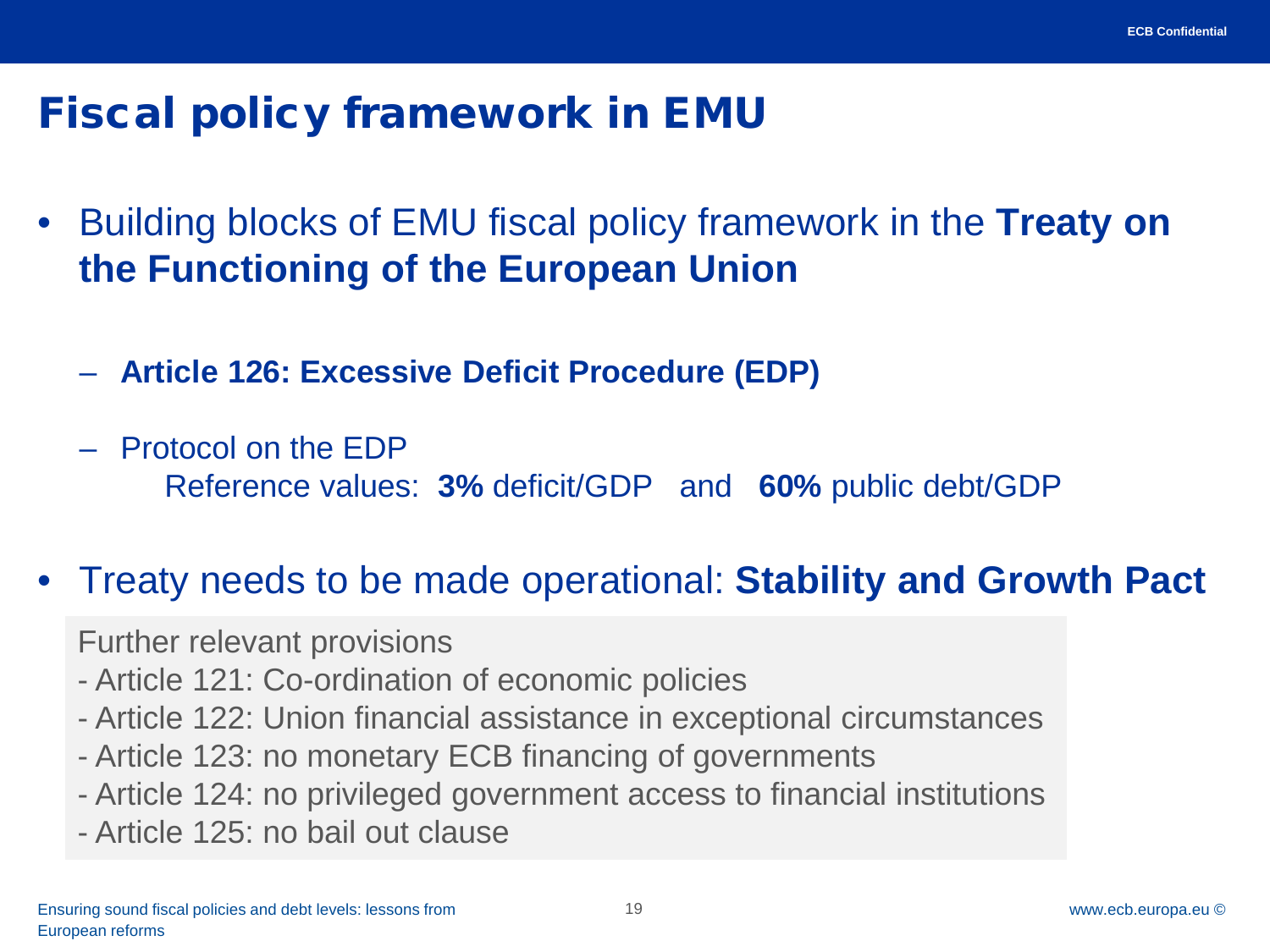# Fiscal policy framework in EMU

- Building blocks of EMU fiscal policy framework in the **Treaty on the Functioning of the European Union**
  - **Article 126: Excessive Deficit Procedure (EDP)**
  - Protocol on the EDP
    Reference values: **3%** deficit/GDP and **60%** public debt/GDP
- Treaty needs to be made operational: **Stability and Growth Pact**

Further relevant provisions
- Article 121: Co-ordination of economic policies
- Article 122: Union financial assistance in exceptional circumstances
- Article 123: no monetary ECB financing of governments
- Article 124: no privileged government access to financial institutions
- Article 125: no bail out clause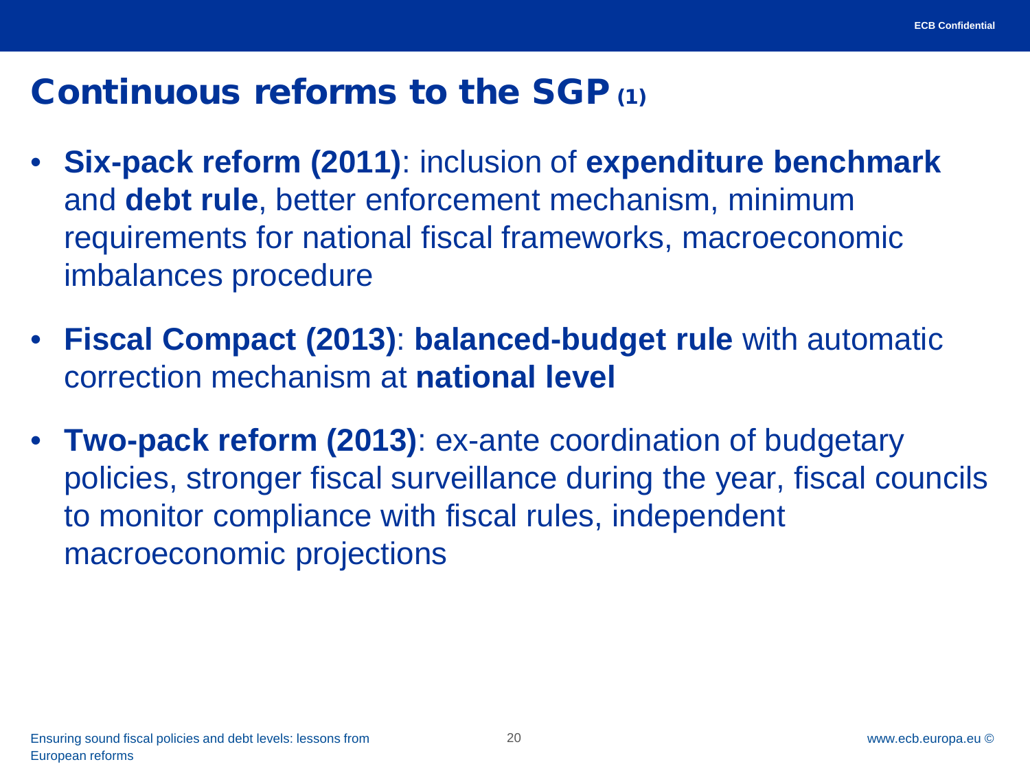# Continuous reforms to the SGP (1)

- **Six-pack reform (2011)**: inclusion of **expenditure benchmark** and **debt rule**, better enforcement mechanism, minimum requirements for national fiscal frameworks, macroeconomic imbalances procedure
- **Fiscal Compact (2013)**: **balanced-budget rule** with automatic correction mechanism at **national level**
- **Two-pack reform (2013)**: ex-ante coordination of budgetary policies, stronger fiscal surveillance during the year, fiscal councils to monitor compliance with fiscal rules, independent macroeconomic projections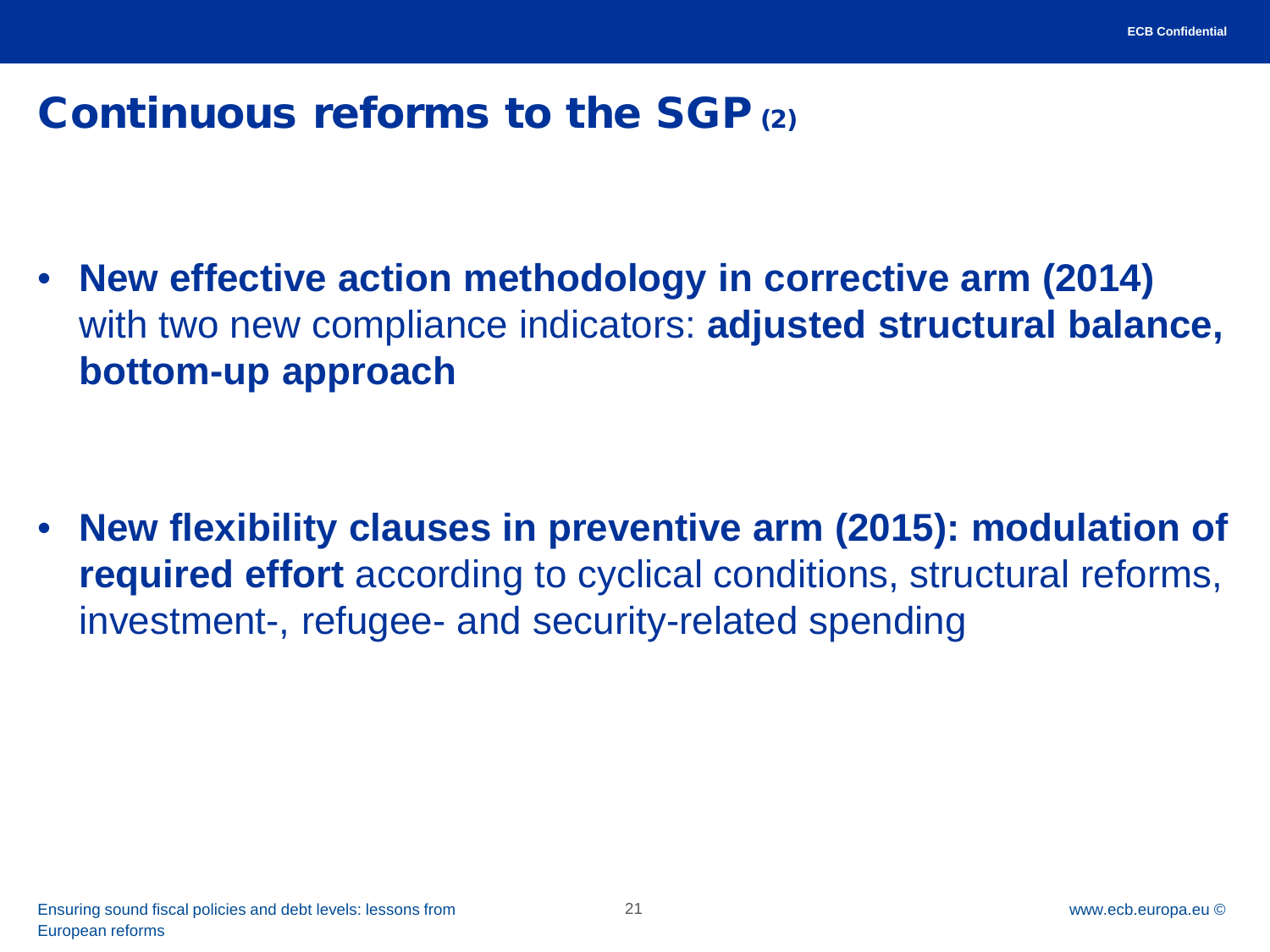# Continuous reforms to the SGP (2)

- **New effective action methodology in corrective arm (2014)** with two new compliance indicators: **adjusted structural balance, bottom-up approach**

- **New flexibility clauses in preventive arm (2015): modulation of required effort** according to cyclical conditions, structural reforms, investment-, refugee- and security-related spending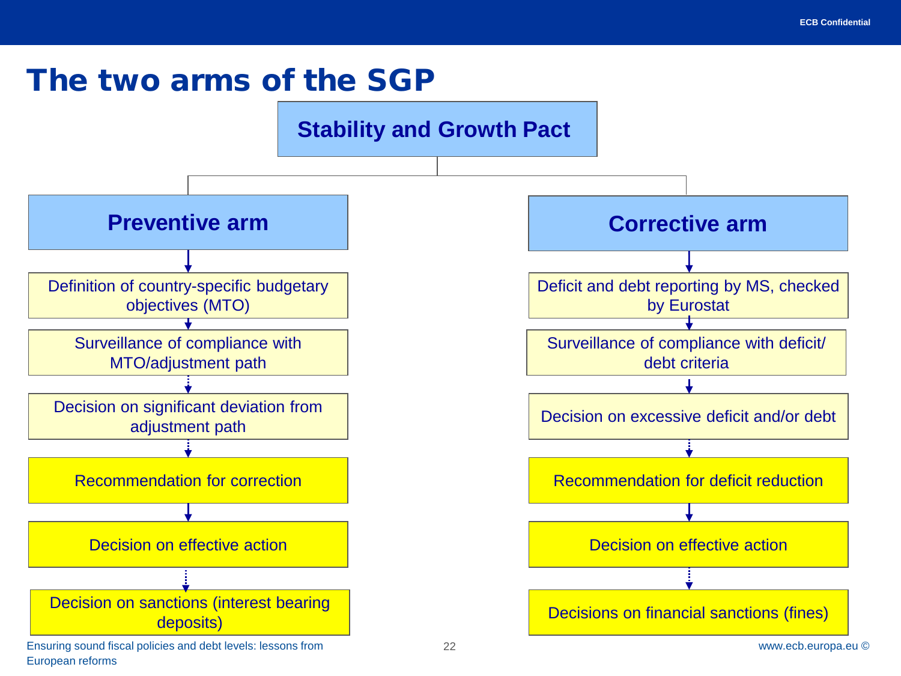# The two arms of the SGP

**Stability and Growth Pact**

## Preventive arm

- Definition of country-specific budgetary objectives (MTO)
- Surveillance of compliance with MTO/adjustment path
- Decision on significant deviation from adjustment path
- Recommendation for correction
- Decision on effective action
- Decision on sanctions (interest bearing deposits)

## Corrective arm

- Deficit and debt reporting by MS, checked by Eurostat
- Surveillance of compliance with deficit/ debt criteria
- Decision on excessive deficit and/or debt
- Recommendation for deficit reduction
- Decision on effective action
- Decisions on financial sanctions (fines)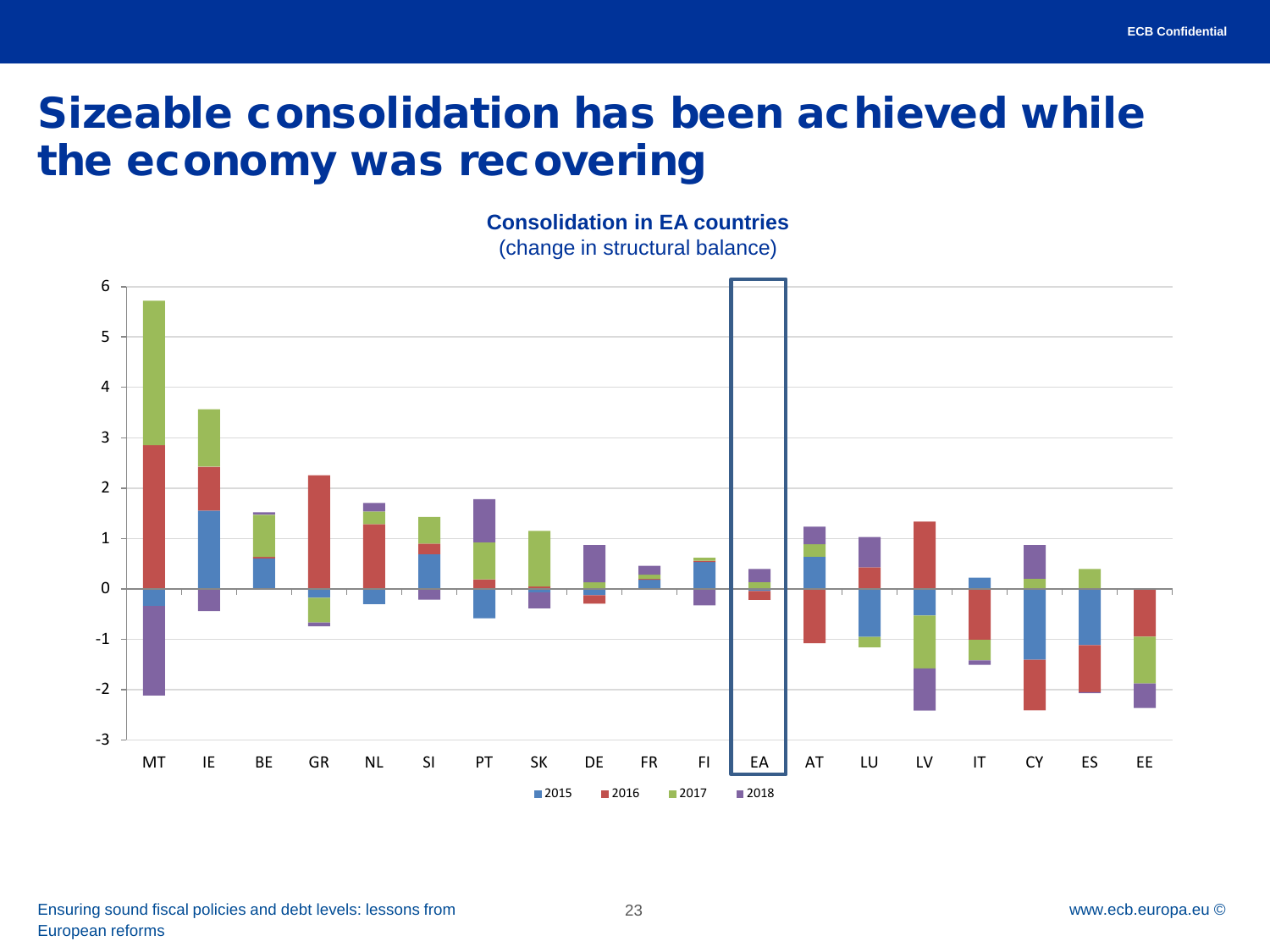# Sizeable consolidation has been achieved while the economy was recovering

**Consolidation in EA countries**
(change in structural balance)

6
5
4
3
2
1
0
-1
-2
-3

MT IE BE GR NL SI PT SK DE FR FI EA AT LU LV IT CY ES EE

2015 2016 2017 2018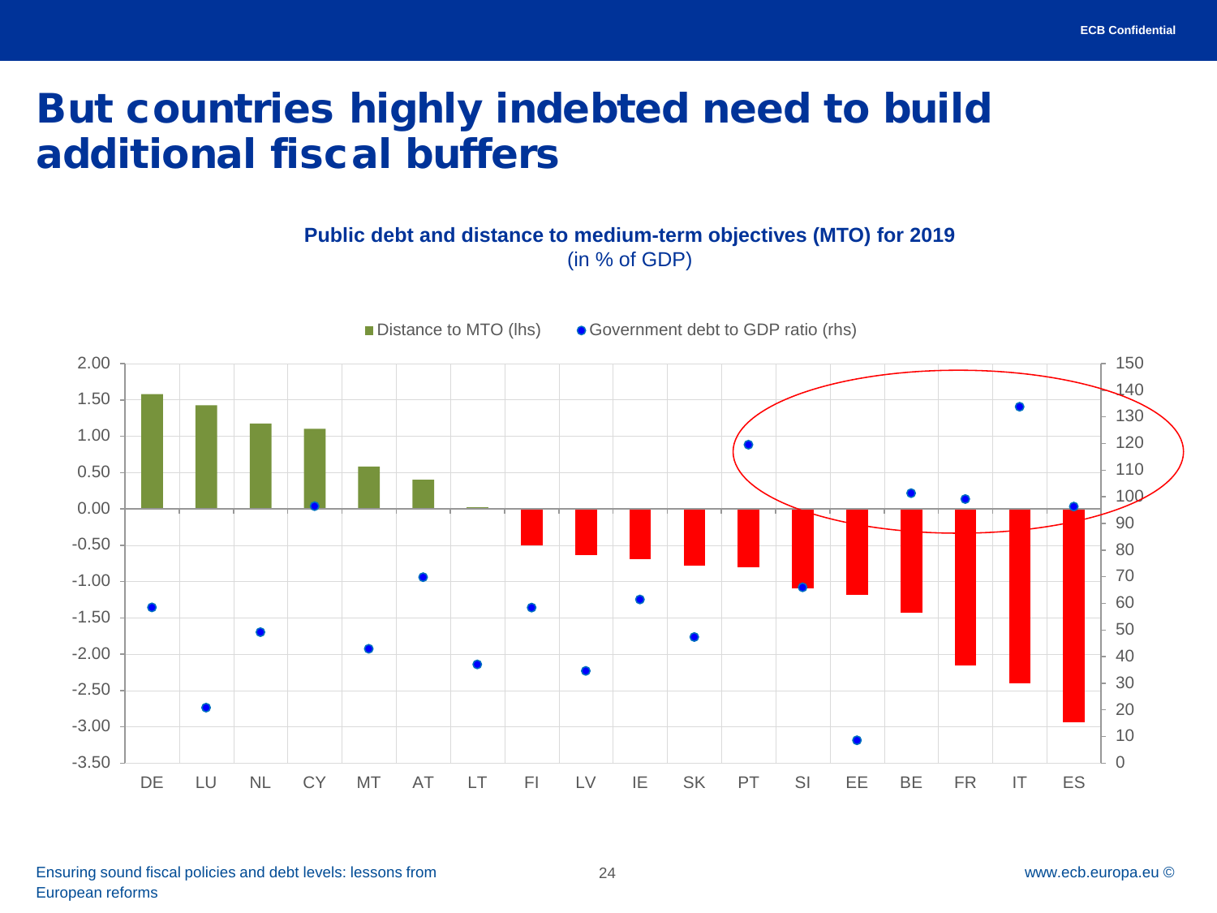# But countries highly indebted need to build additional fiscal buffers

**Public debt and distance to medium-term objectives (MTO) for 2019**
(in % of GDP)

■ Distance to MTO (lhs) ● Government debt to GDP ratio (rhs)

Left axis: 2.00, 1.50, 1.00, 0.50, 0.00, -0.50, -1.00, -1.50, -2.00, -2.50, -3.00, -3.50

Right axis: 150, 140, 130, 120, 110, 100, 90, 80, 70, 60, 50, 40, 30, 20, 10, 0

DE LU NL CY MT AT LT FI LV IE SK PT SI EE BE FR IT ES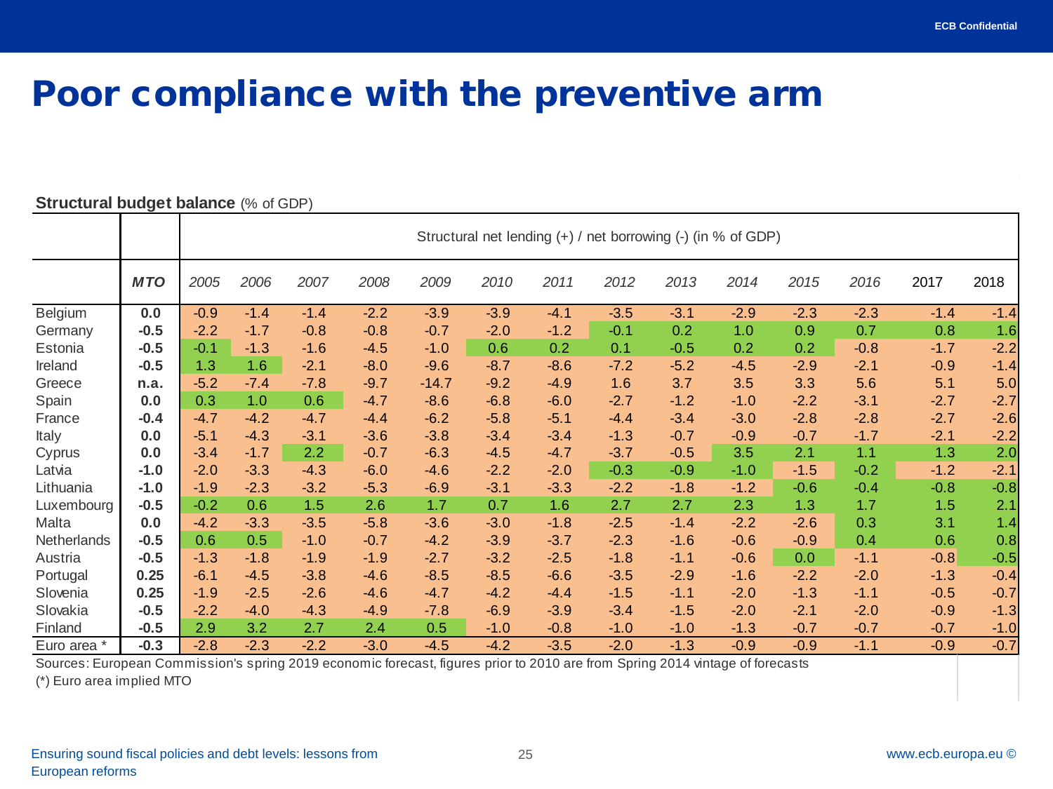# Poor compliance with the preventive arm

**Structural budget balance** (% of GDP)

| | MTO | Structural net lending (+) / net borrowing (-) (in % of GDP) | | | | | | | | | | | | | |
|---|---|---|---|---|---|---|---|---|---|---|---|---|---|---|---|
| | *MTO* | *2005* | *2006* | *2007* | *2008* | *2009* | *2010* | *2011* | *2012* | *2013* | *2014* | *2015* | *2016* | 2017 | 2018 |
| Belgium | **0.0** | -0.9 | -1.4 | -1.4 | -2.2 | -3.9 | -3.9 | -4.1 | -3.5 | -3.1 | -2.9 | -2.3 | -2.3 | -1.4 | -1.4 |
| Germany | **-0.5** | -2.2 | -1.7 | -0.8 | -0.8 | -0.7 | -2.0 | -1.2 | -0.1 | 0.2 | 1.0 | 0.9 | 0.7 | 0.8 | 1.6 |
| Estonia | **-0.5** | -0.1 | -1.3 | -1.6 | -4.5 | -1.0 | 0.6 | 0.2 | 0.1 | -0.5 | 0.2 | 0.2 | -0.8 | -1.7 | -2.2 |
| Ireland | **-0.5** | 1.3 | 1.6 | -2.1 | -8.0 | -9.6 | -8.7 | -8.6 | -7.2 | -5.2 | -4.5 | -2.9 | -2.1 | -0.9 | -1.4 |
| Greece | **n.a.** | -5.2 | -7.4 | -7.8 | -9.7 | -14.7 | -9.2 | -4.9 | 1.6 | 3.7 | 3.5 | 3.3 | 5.6 | 5.1 | 5.0 |
| Spain | **0.0** | 0.3 | 1.0 | 0.6 | -4.7 | -8.6 | -6.8 | -6.0 | -2.7 | -1.2 | -1.0 | -2.2 | -3.1 | -2.7 | -2.7 |
| France | **-0.4** | -4.7 | -4.2 | -4.7 | -4.4 | -6.2 | -5.8 | -5.1 | -4.4 | -3.4 | -3.0 | -2.8 | -2.8 | -2.7 | -2.6 |
| Italy | **0.0** | -5.1 | -4.3 | -3.1 | -3.6 | -3.8 | -3.4 | -3.4 | -1.3 | -0.7 | -0.9 | -0.7 | -1.7 | -2.1 | -2.2 |
| Cyprus | **0.0** | -3.4 | -1.7 | 2.2 | -0.7 | -6.3 | -4.5 | -4.7 | -3.7 | -0.5 | 3.5 | 2.1 | 1.1 | 1.3 | 2.0 |
| Latvia | **-1.0** | -2.0 | -3.3 | -4.3 | -6.0 | -4.6 | -2.2 | -2.0 | -0.3 | -0.9 | -1.0 | -1.5 | -0.2 | -1.2 | -2.1 |
| Lithuania | **-1.0** | -1.9 | -2.3 | -3.2 | -5.3 | -6.9 | -3.1 | -3.3 | -2.2 | -1.8 | -1.2 | -0.6 | -0.4 | -0.8 | -0.8 |
| Luxembourg | **-0.5** | -0.2 | 0.6 | 1.5 | 2.6 | 1.7 | 0.7 | 1.6 | 2.7 | 2.7 | 2.3 | 1.3 | 1.7 | 1.5 | 2.1 |
| Malta | **0.0** | -4.2 | -3.3 | -3.5 | -5.8 | -3.6 | -3.0 | -1.8 | -2.5 | -1.4 | -2.2 | -2.6 | 0.3 | 3.1 | 1.4 |
| Netherlands | **-0.5** | 0.6 | 0.5 | -1.0 | -0.7 | -4.2 | -3.9 | -3.7 | -2.3 | -1.6 | -0.6 | -0.9 | 0.4 | 0.6 | 0.8 |
| Austria | **-0.5** | -1.3 | -1.8 | -1.9 | -1.9 | -2.7 | -3.2 | -2.5 | -1.8 | -1.1 | -0.6 | 0.0 | -1.1 | -0.8 | -0.5 |
| Portugal | **0.25** | -6.1 | -4.5 | -3.8 | -4.6 | -8.5 | -8.5 | -6.6 | -3.5 | -2.9 | -1.6 | -2.2 | -2.0 | -1.3 | -0.4 |
| Slovenia | **0.25** | -1.9 | -2.5 | -2.6 | -4.6 | -4.7 | -4.2 | -4.4 | -1.5 | -1.1 | -2.0 | -1.3 | -1.1 | -0.5 | -0.7 |
| Slovakia | **-0.5** | -2.2 | -4.0 | -4.3 | -4.9 | -7.8 | -6.9 | -3.9 | -3.4 | -1.5 | -2.0 | -2.1 | -2.0 | -0.9 | -1.3 |
| Finland | **-0.5** | 2.9 | 3.2 | 2.7 | 2.4 | 0.5 | -1.0 | -0.8 | -1.0 | -1.0 | -1.3 | -0.7 | -0.7 | -0.7 | -1.0 |
| Euro area * | **-0.3** | -2.8 | -2.3 | -2.2 | -3.0 | -4.5 | -4.2 | -3.5 | -2.0 | -1.3 | -0.9 | -0.9 | -1.1 | -0.9 | -0.7 |

Sources: European Commission's spring 2019 economic forecast, figures prior to 2010 are from Spring 2014 vintage of forecasts

(*) Euro area implied MTO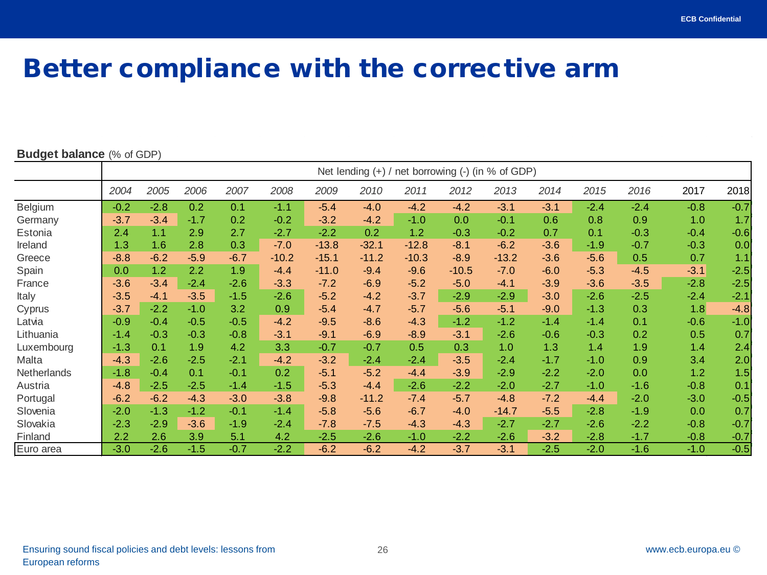# Better compliance with the corrective arm

**Budget balance** (% of GDP)

| | Net lending (+) / net borrowing (-) (in % of GDP) | | | | | | | | | | | | | | |
|---|---|---|---|---|---|---|---|---|---|---|---|---|---|---|---|
| | *2004* | *2005* | *2006* | *2007* | *2008* | *2009* | *2010* | *2011* | *2012* | *2013* | *2014* | *2015* | *2016* | 2017 | 2018 |
| Belgium | -0.2 | -2.8 | 0.2 | 0.1 | -1.1 | -5.4 | -4.0 | -4.2 | -4.2 | -3.1 | -3.1 | -2.4 | -2.4 | -0.8 | -0.7 |
| Germany | -3.7 | -3.4 | -1.7 | 0.2 | -0.2 | -3.2 | -4.2 | -1.0 | 0.0 | -0.1 | 0.6 | 0.8 | 0.9 | 1.0 | 1.7 |
| Estonia | 2.4 | 1.1 | 2.9 | 2.7 | -2.7 | -2.2 | 0.2 | 1.2 | -0.3 | -0.2 | 0.7 | 0.1 | -0.3 | -0.4 | -0.6 |
| Ireland | 1.3 | 1.6 | 2.8 | 0.3 | -7.0 | -13.8 | -32.1 | -12.8 | -8.1 | -6.2 | -3.6 | -1.9 | -0.7 | -0.3 | 0.0 |
| Greece | -8.8 | -6.2 | -5.9 | -6.7 | -10.2 | -15.1 | -11.2 | -10.3 | -8.9 | -13.2 | -3.6 | -5.6 | 0.5 | 0.7 | 1.1 |
| Spain | 0.0 | 1.2 | 2.2 | 1.9 | -4.4 | -11.0 | -9.4 | -9.6 | -10.5 | -7.0 | -6.0 | -5.3 | -4.5 | -3.1 | -2.5 |
| France | -3.6 | -3.4 | -2.4 | -2.6 | -3.3 | -7.2 | -6.9 | -5.2 | -5.0 | -4.1 | -3.9 | -3.6 | -3.5 | -2.8 | -2.5 |
| Italy | -3.5 | -4.1 | -3.5 | -1.5 | -2.6 | -5.2 | -4.2 | -3.7 | -2.9 | -2.9 | -3.0 | -2.6 | -2.5 | -2.4 | -2.1 |
| Cyprus | -3.7 | -2.2 | -1.0 | 3.2 | 0.9 | -5.4 | -4.7 | -5.7 | -5.6 | -5.1 | -9.0 | -1.3 | 0.3 | 1.8 | -4.8 |
| Latvia | -0.9 | -0.4 | -0.5 | -0.5 | -4.2 | -9.5 | -8.6 | -4.3 | -1.2 | -1.2 | -1.4 | -1.4 | 0.1 | -0.6 | -1.0 |
| Lithuania | -1.4 | -0.3 | -0.3 | -0.8 | -3.1 | -9.1 | -6.9 | -8.9 | -3.1 | -2.6 | -0.6 | -0.3 | 0.2 | 0.5 | 0.7 |
| Luxembourg | -1.3 | 0.1 | 1.9 | 4.2 | 3.3 | -0.7 | -0.7 | 0.5 | 0.3 | 1.0 | 1.3 | 1.4 | 1.9 | 1.4 | 2.4 |
| Malta | -4.3 | -2.6 | -2.5 | -2.1 | -4.2 | -3.2 | -2.4 | -2.4 | -3.5 | -2.4 | -1.7 | -1.0 | 0.9 | 3.4 | 2.0 |
| Netherlands | -1.8 | -0.4 | 0.1 | -0.1 | 0.2 | -5.1 | -5.2 | -4.4 | -3.9 | -2.9 | -2.2 | -2.0 | 0.0 | 1.2 | 1.5 |
| Austria | -4.8 | -2.5 | -2.5 | -1.4 | -1.5 | -5.3 | -4.4 | -2.6 | -2.2 | -2.0 | -2.7 | -1.0 | -1.6 | -0.8 | 0.1 |
| Portugal | -6.2 | -6.2 | -4.3 | -3.0 | -3.8 | -9.8 | -11.2 | -7.4 | -5.7 | -4.8 | -7.2 | -4.4 | -2.0 | -3.0 | -0.5 |
| Slovenia | -2.0 | -1.3 | -1.2 | -0.1 | -1.4 | -5.8 | -5.6 | -6.7 | -4.0 | -14.7 | -5.5 | -2.8 | -1.9 | 0.0 | 0.7 |
| Slovakia | -2.3 | -2.9 | -3.6 | -1.9 | -2.4 | -7.8 | -7.5 | -4.3 | -4.3 | -2.7 | -2.7 | -2.6 | -2.2 | -0.8 | -0.7 |
| Finland | 2.2 | 2.6 | 3.9 | 5.1 | 4.2 | -2.5 | -2.6 | -1.0 | -2.2 | -2.6 | -3.2 | -2.8 | -1.7 | -0.8 | -0.7 |
| Euro area | -3.0 | -2.6 | -1.5 | -0.7 | -2.2 | -6.2 | -6.2 | -4.2 | -3.7 | -3.1 | -2.5 | -2.0 | -1.6 | -1.0 | -0.5 |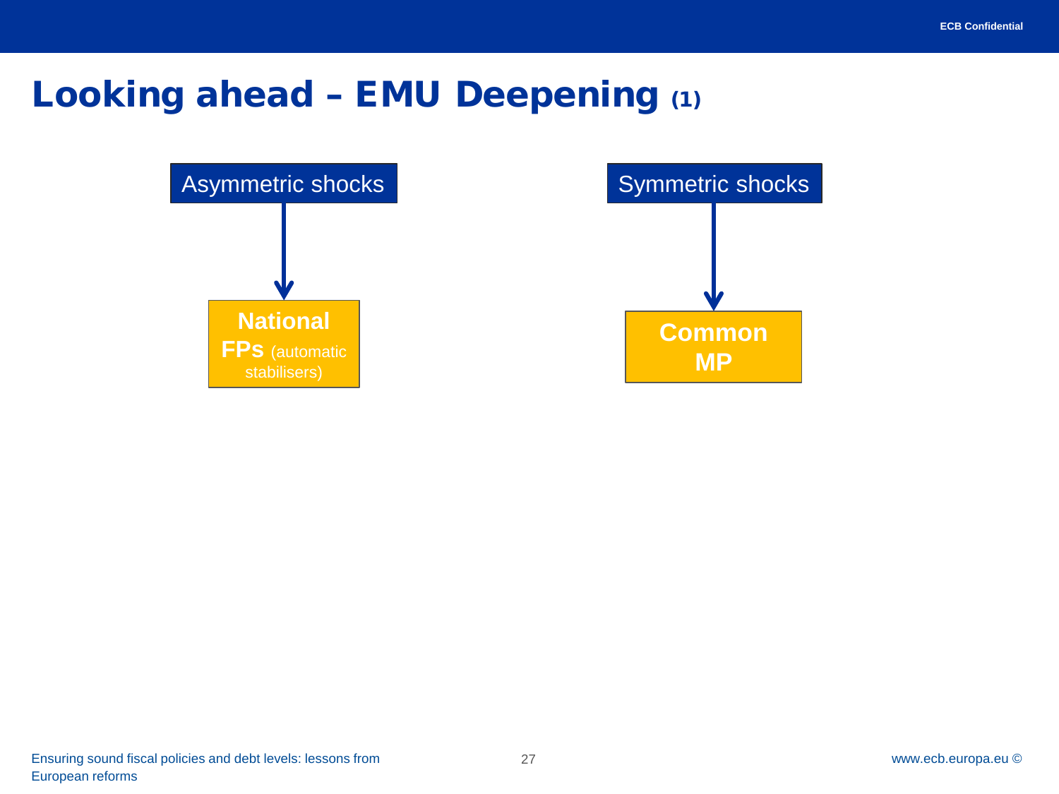# Looking ahead – EMU Deepening (1)

Asymmetric shocks → **National FPs** (automatic stabilisers)

Symmetric shocks → **Common MP**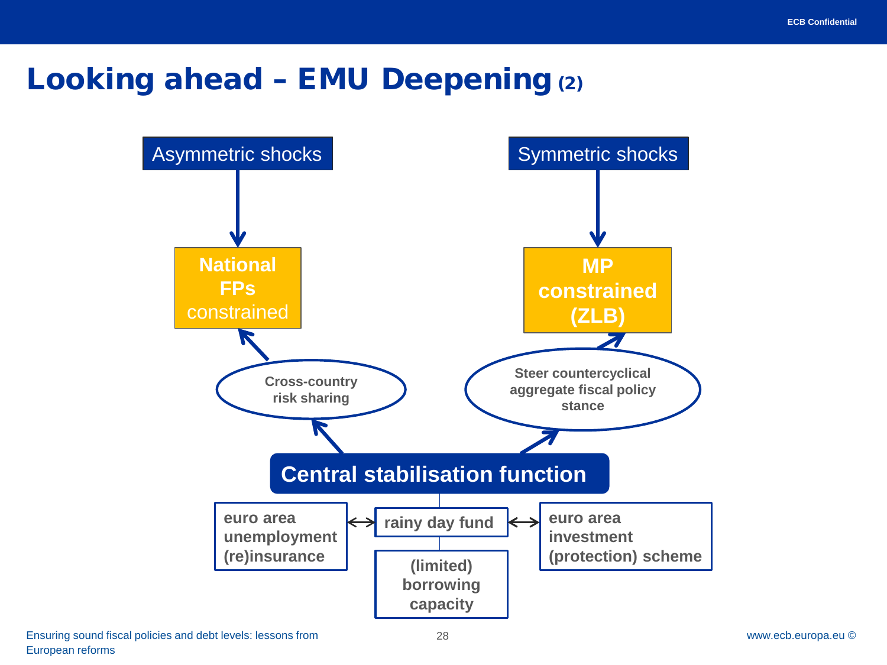# Looking ahead – EMU Deepening (2)

Asymmetric shocks → **National FPs** constrained

Symmetric shocks → **MP constrained (ZLB)**

**Cross-country risk sharing** → National FPs constrained

**Steer countercyclical aggregate fiscal policy stance** → MP constrained (ZLB)

**Central stabilisation function** → Cross-country risk sharing; Steer countercyclical aggregate fiscal policy stance

- **euro area unemployment (re)insurance** ↔ **rainy day fund** ↔ **euro area investment (protection) scheme**
- **(limited) borrowing capacity**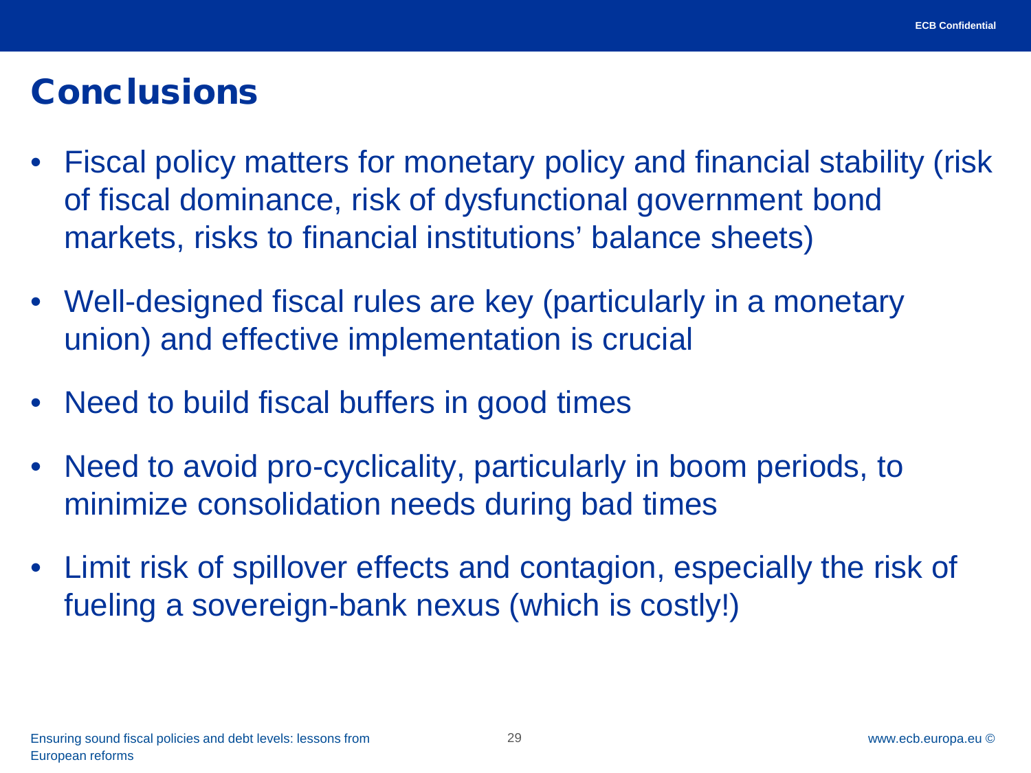# Conclusions

- Fiscal policy matters for monetary policy and financial stability (risk of fiscal dominance, risk of dysfunctional government bond markets, risks to financial institutions' balance sheets)
- Well-designed fiscal rules are key (particularly in a monetary union) and effective implementation is crucial
- Need to build fiscal buffers in good times
- Need to avoid pro-cyclicality, particularly in boom periods, to minimize consolidation needs during bad times
- Limit risk of spillover effects and contagion, especially the risk of fueling a sovereign-bank nexus (which is costly!)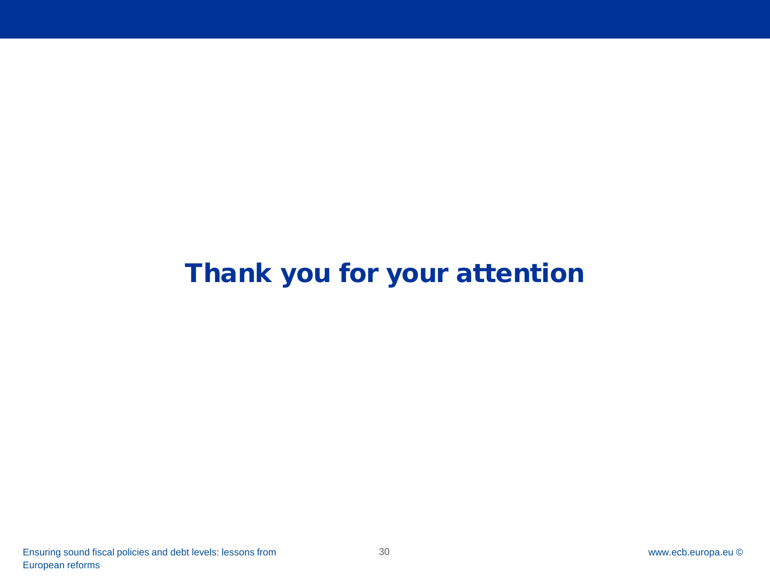# Thank you for your attention